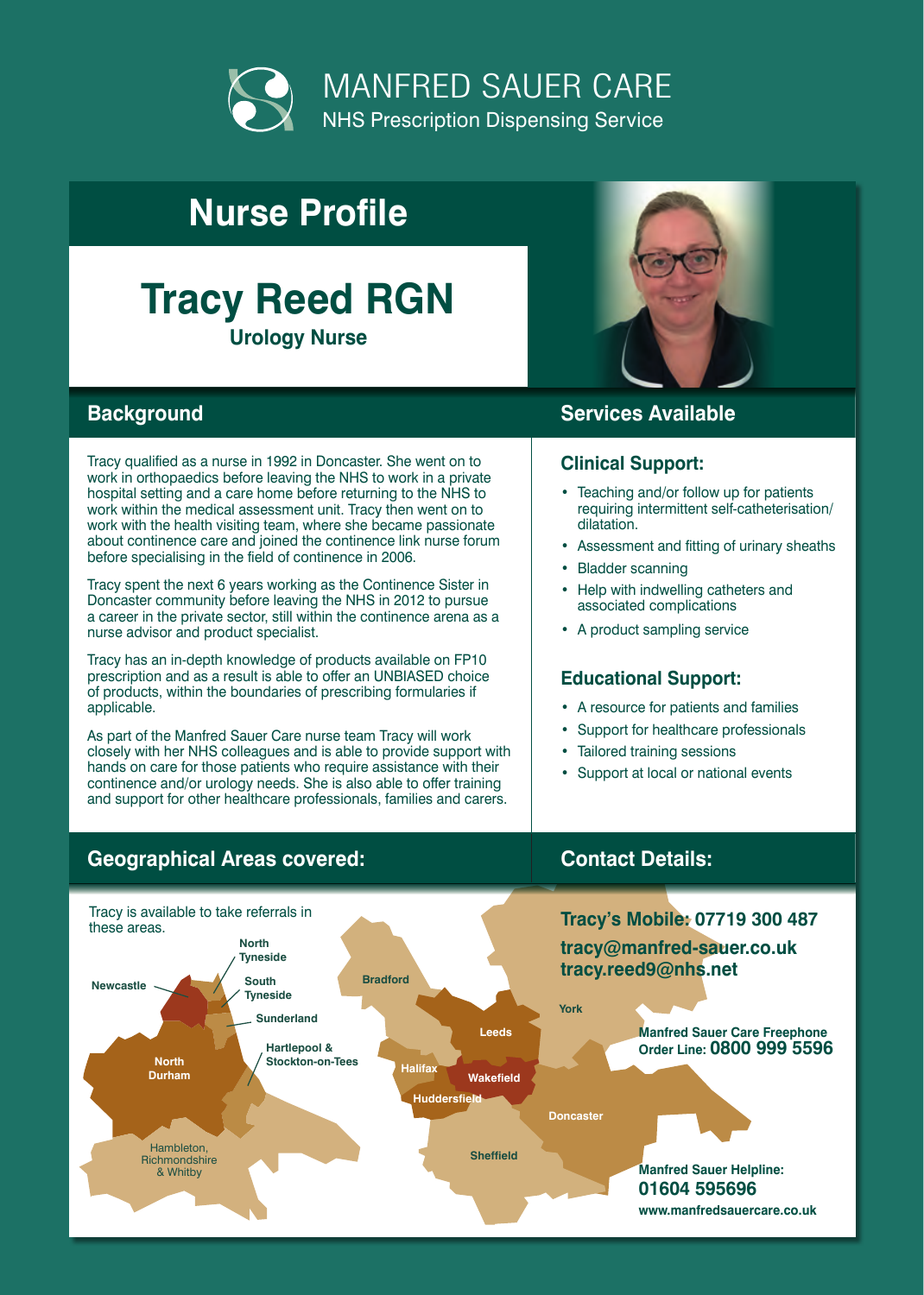# MANFRED SAUER CARE

NHS Prescription Dispensing Service

## Nurse Profile

# Tracy Reed RGN

**Urology Nurse**

## Background

Tracy qualified as a nurse in 1992 in Doncaster. She went on to work in orthopaedics before leaving the NHS to work in a private hospital setting and a care home before returning to the NHS to work within the medical assessment unit. Tracy then went on to work with the health visiting team, where she became passionate about continence care and joined the continence link nurse forum before specialising in the field of continence in 2006.

Tracy spent the next 6 years working as the Continence Sister in Doncaster community before leaving the NHS in 2012 to pursue a career in the private sector, still within the continence arena as a nurse advisor and product specialist.

Tracy has an in-depth knowledge of products available on FP10 prescription and as a result is able to offer an UNBIASED choice of products, within the boundaries of prescribing formularies if applicable.

As part of the Manfred Sauer Care nurse team Tracy will work closely with her NHS colleagues and is able to provide support with hands on care for those patients who require assistance with their continence and/or urology needs. She is also able to offer training and support for other healthcare professionals, families and carers.

## Services Available

### Clinical Support:

- Teaching and/or follow up for patients requiring intermittent self-catheterisation/ dilatation.
- Assessment and fitting of urinary sheaths
- Bladder scanning
- Help with indwelling catheters and associated complications
- A product sampling service

### Educational Support:

- A resource for patients and families
- Support for healthcare professionals
- Tailored training sessions
- Support at local or national events

## Geographical Areas covered:

Tracy is available to take referrals in these areas.

North Tyneside, Newcastle, South Tyneside, Sunderland, North Durham, Hartlepool & Stockton-on-Tees, Hambleton, Richmondshire & Whitby, Bradford, Leeds, York, Halifax, Wakefield, Huddersfield, Doncaster, Sheffield

## Contact Details:

**Tracy's Mobile: 07719 300 487**

**tracy@manfred-sauer.co.uk**

**tracy.reed9@nhs.net**

**Manfred Sauer Care Freephone Order Line: 0800 999 5596**

**Manfred Sauer Helpline: 01604 595696**

**www.manfredsauercare.co.uk**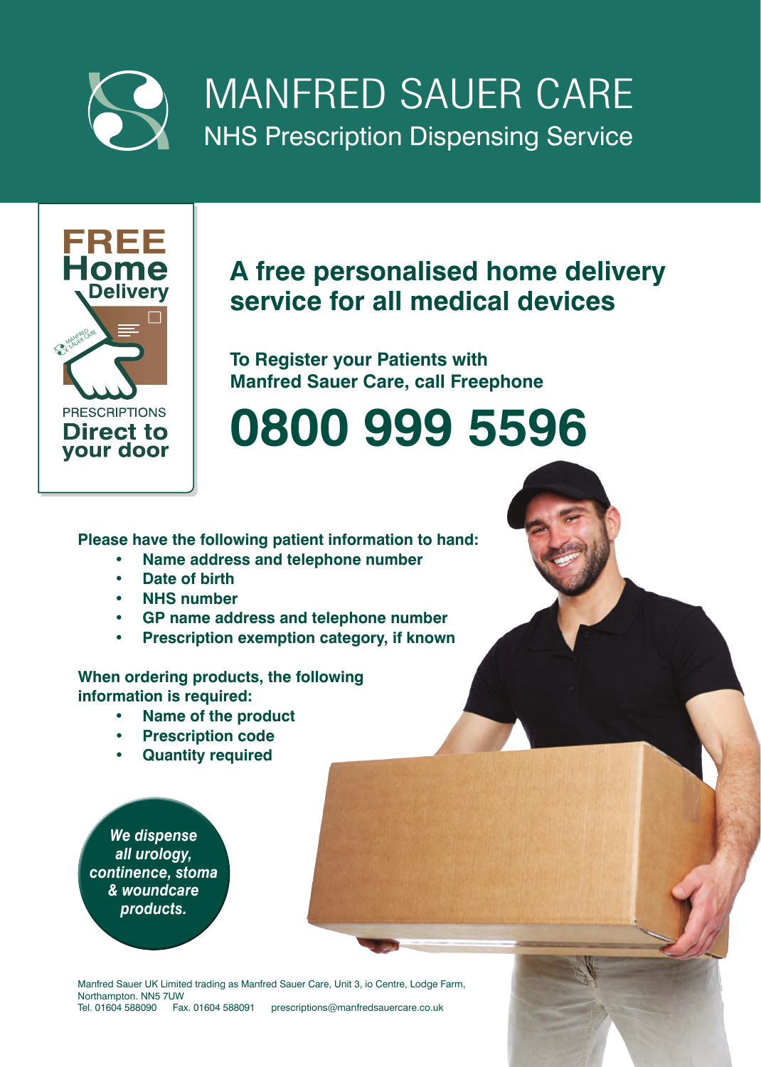# MANFRED SAUER CARE

NHS Prescription Dispensing Service

**FREE Home Delivery**

PRESCRIPTIONS **Direct to your door**

## A free personalised home delivery service for all medical devices

**To Register your Patients with Manfred Sauer Care, call Freephone**

# 0800 999 5596

**Please have the following patient information to hand:**

- **Name address and telephone number**
- **Date of birth**
- **NHS number**
- **GP name address and telephone number**
- **Prescription exemption category, if known**

**When ordering products, the following information is required:**

- **Name of the product**
- **Prescription code**
- **Quantity required**

***We dispense all urology, continence, stoma & woundcare products.***

Manfred Sauer UK Limited trading as Manfred Sauer Care, Unit 3, io Centre, Lodge Farm, Northampton. NN5 7UW
Tel. 01604 588090 Fax. 01604 588091 prescriptions@manfredsauercare.co.uk